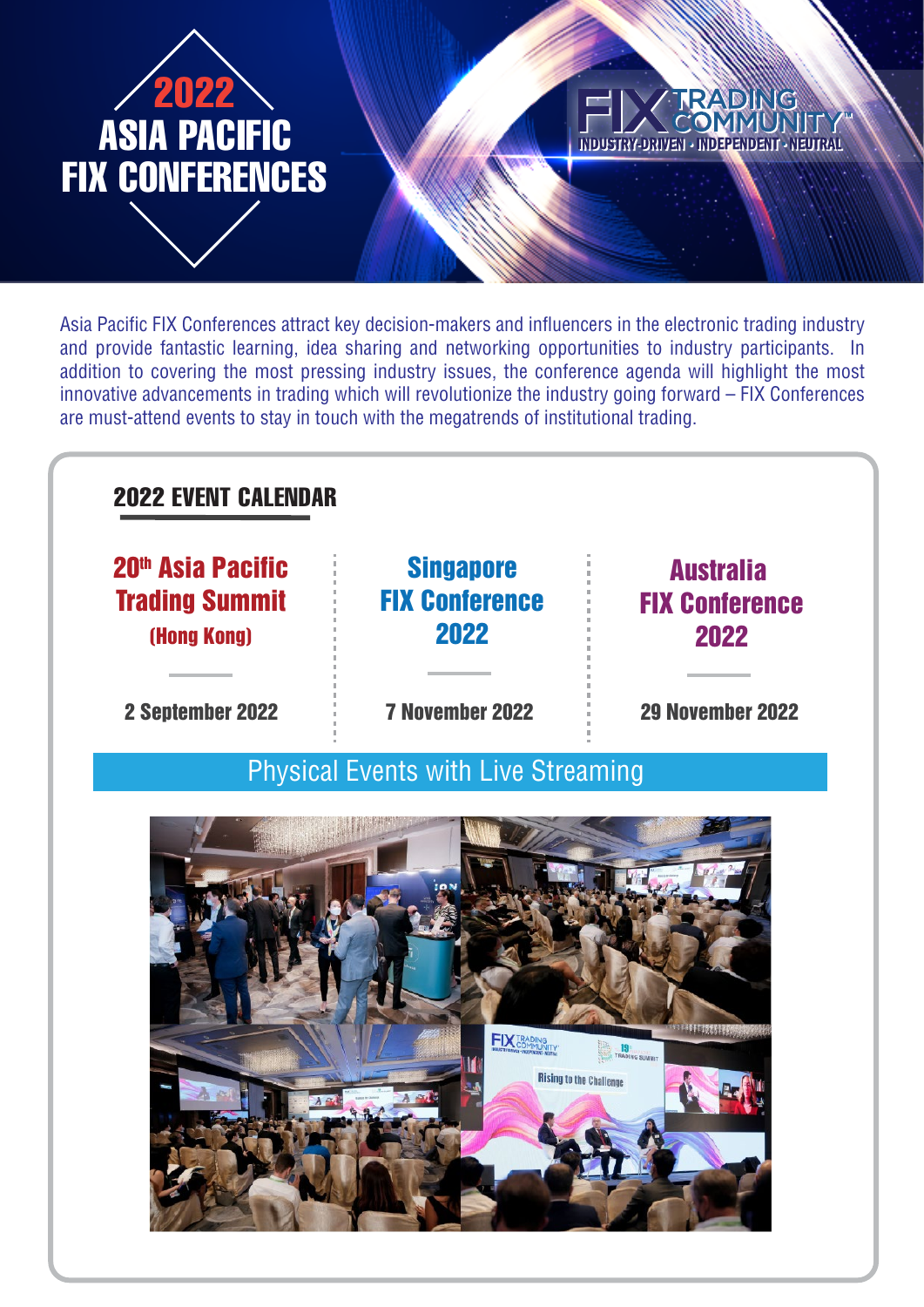# 2022 ASIA PACIFIC FIX CONFERENCES

FIX TRADING COMMUNITY™
INDUSTRY-DRIVEN · INDEPENDENT · NEUTRAL

Asia Pacific FIX Conferences attract key decision-makers and influencers in the electronic trading industry and provide fantastic learning, idea sharing and networking opportunities to industry participants. In addition to covering the most pressing industry issues, the conference agenda will highlight the most innovative advancements in trading which will revolutionize the industry going forward – FIX Conferences are must-attend events to stay in touch with the megatrends of institutional trading.

## 2022 EVENT CALENDAR

| 20th Asia Pacific Trading Summit (Hong Kong) | Singapore FIX Conference 2022 | Australia FIX Conference 2022 |
|---|---|---|
| 2 September 2022 | 7 November 2022 | 29 November 2022 |

**Physical Events with Live Streaming**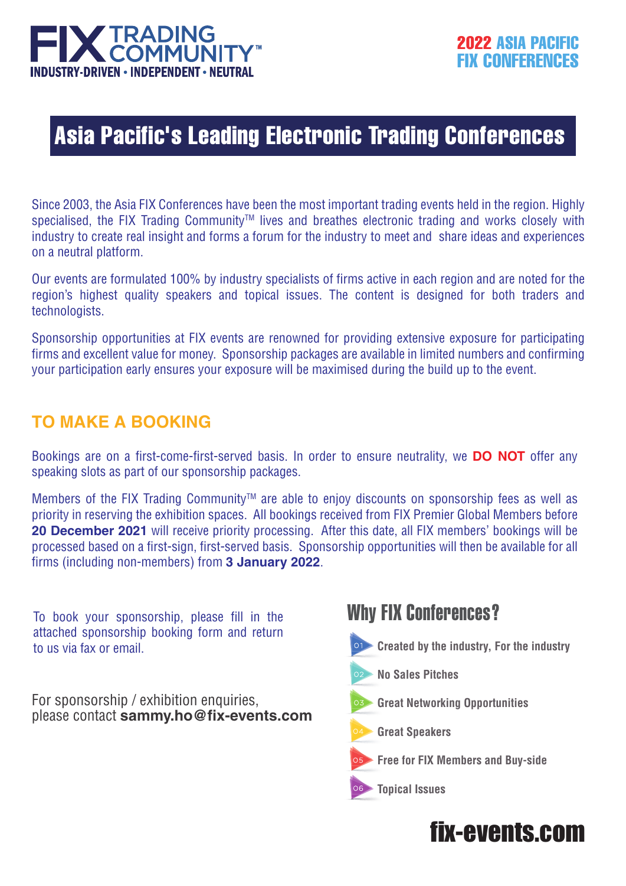FIX TRADING COMMUNITY™
INDUSTRY-DRIVEN • INDEPENDENT • NEUTRAL

**2022 ASIA PACIFIC FIX CONFERENCES**

# Asia Pacific's Leading Electronic Trading Conferences

Since 2003, the Asia FIX Conferences have been the most important trading events held in the region. Highly specialised, the FIX Trading Community™ lives and breathes electronic trading and works closely with industry to create real insight and forms a forum for the industry to meet and share ideas and experiences on a neutral platform.

Our events are formulated 100% by industry specialists of firms active in each region and are noted for the region's highest quality speakers and topical issues. The content is designed for both traders and technologists.

Sponsorship opportunities at FIX events are renowned for providing extensive exposure for participating firms and excellent value for money. Sponsorship packages are available in limited numbers and confirming your participation early ensures your exposure will be maximised during the build up to the event.

## TO MAKE A BOOKING

Bookings are on a first-come-first-served basis. In order to ensure neutrality, we **DO NOT** offer any speaking slots as part of our sponsorship packages.

Members of the FIX Trading Community™ are able to enjoy discounts on sponsorship fees as well as priority in reserving the exhibition spaces. All bookings received from FIX Premier Global Members before **20 December 2021** will receive priority processing. After this date, all FIX members' bookings will be processed based on a first-sign, first-served basis. Sponsorship opportunities will then be available for all firms (including non-members) from **3 January 2022**.

To book your sponsorship, please fill in the attached sponsorship booking form and return to us via fax or email.

For sponsorship / exhibition enquiries, please contact **sammy.ho@fix-events.com**

## Why FIX Conferences?

01 Created by the industry, For the industry

02 No Sales Pitches

03 Great Networking Opportunities

04 Great Speakers

05 Free for FIX Members and Buy-side

06 Topical Issues

**fix-events.com**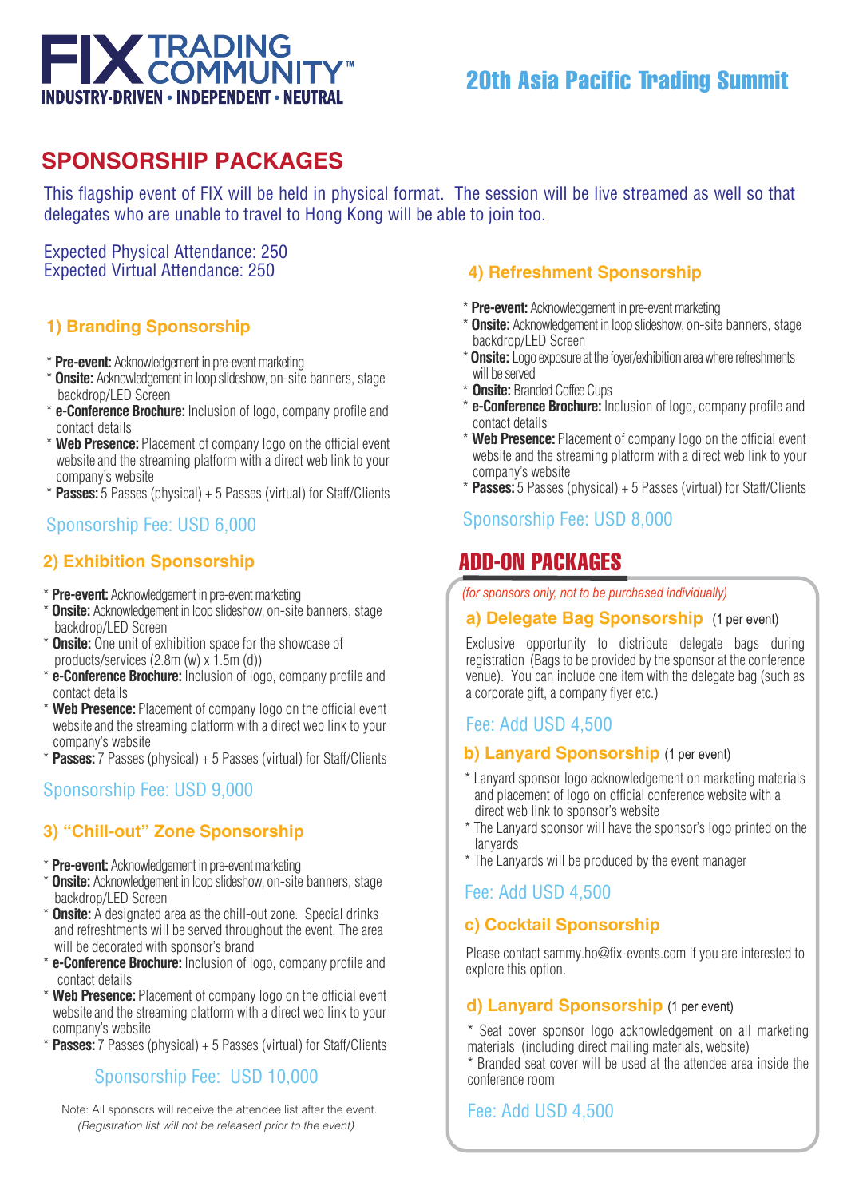FIX TRADING COMMUNITY™
INDUSTRY-DRIVEN • INDEPENDENT • NEUTRAL

# 20th Asia Pacific Trading Summit

## SPONSORSHIP PACKAGES

This flagship event of FIX will be held in physical format. The session will be live streamed as well so that delegates who are unable to travel to Hong Kong will be able to join too.

Expected Physical Attendance: 250
Expected Virtual Attendance: 250

### 1) Branding Sponsorship

* **Pre-event:** Acknowledgement in pre-event marketing
* **Onsite:** Acknowledgement in loop slideshow, on-site banners, stage backdrop/LED Screen
* **e-Conference Brochure:** Inclusion of logo, company profile and contact details
* **Web Presence:** Placement of company logo on the official event website and the streaming platform with a direct web link to your company's website
* **Passes:** 5 Passes (physical) + 5 Passes (virtual) for Staff/Clients

Sponsorship Fee: USD 6,000

### 2) Exhibition Sponsorship

* **Pre-event:** Acknowledgement in pre-event marketing
* **Onsite:** Acknowledgement in loop slideshow, on-site banners, stage backdrop/LED Screen
* **Onsite:** One unit of exhibition space for the showcase of products/services (2.8m (w) x 1.5m (d))
* **e-Conference Brochure:** Inclusion of logo, company profile and contact details
* **Web Presence:** Placement of company logo on the official event website and the streaming platform with a direct web link to your company's website
* **Passes:** 7 Passes (physical) + 5 Passes (virtual) for Staff/Clients

Sponsorship Fee: USD 9,000

### 3) "Chill-out" Zone Sponsorship

* **Pre-event:** Acknowledgement in pre-event marketing
* **Onsite:** Acknowledgement in loop slideshow, on-site banners, stage backdrop/LED Screen
* **Onsite:** A designated area as the chill-out zone. Special drinks and refreshtments will be served throughout the event. The area will be decorated with sponsor's brand
* **e-Conference Brochure:** Inclusion of logo, company profile and contact details
* **Web Presence:** Placement of company logo on the official event website and the streaming platform with a direct web link to your company's website
* **Passes:** 7 Passes (physical) + 5 Passes (virtual) for Staff/Clients

Sponsorship Fee: USD 10,000

Note: All sponsors will receive the attendee list after the event.
*(Registration list will not be released prior to the event)*

### 4) Refreshment Sponsorship

* **Pre-event:** Acknowledgement in pre-event marketing
* **Onsite:** Acknowledgement in loop slideshow, on-site banners, stage backdrop/LED Screen
* **Onsite:** Logo exposure at the foyer/exhibition area where refreshments will be served
* **Onsite:** Branded Coffee Cups
* **e-Conference Brochure:** Inclusion of logo, company profile and contact details
* **Web Presence:** Placement of company logo on the official event website and the streaming platform with a direct web link to your company's website
* **Passes:** 5 Passes (physical) + 5 Passes (virtual) for Staff/Clients

Sponsorship Fee: USD 8,000

## ADD-ON PACKAGES

*(for sponsors only, not to be purchased individually)*

### a) Delegate Bag Sponsorship (1 per event)

Exclusive opportunity to distribute delegate bags during registration (Bags to be provided by the sponsor at the conference venue). You can include one item with the delegate bag (such as a corporate gift, a company flyer etc.)

Fee: Add USD 4,500

### b) Lanyard Sponsorship (1 per event)

* Lanyard sponsor logo acknowledgement on marketing materials and placement of logo on official conference website with a direct web link to sponsor's website
* The Lanyard sponsor will have the sponsor's logo printed on the lanyards
* The Lanyards will be produced by the event manager

Fee: Add USD 4,500

### c) Cocktail Sponsorship

Please contact sammy.ho@fix-events.com if you are interested to explore this option.

### d) Lanyard Sponsorship (1 per event)

* Seat cover sponsor logo acknowledgement on all marketing materials (including direct mailing materials, website)
* Branded seat cover will be used at the attendee area inside the conference room

Fee: Add USD 4,500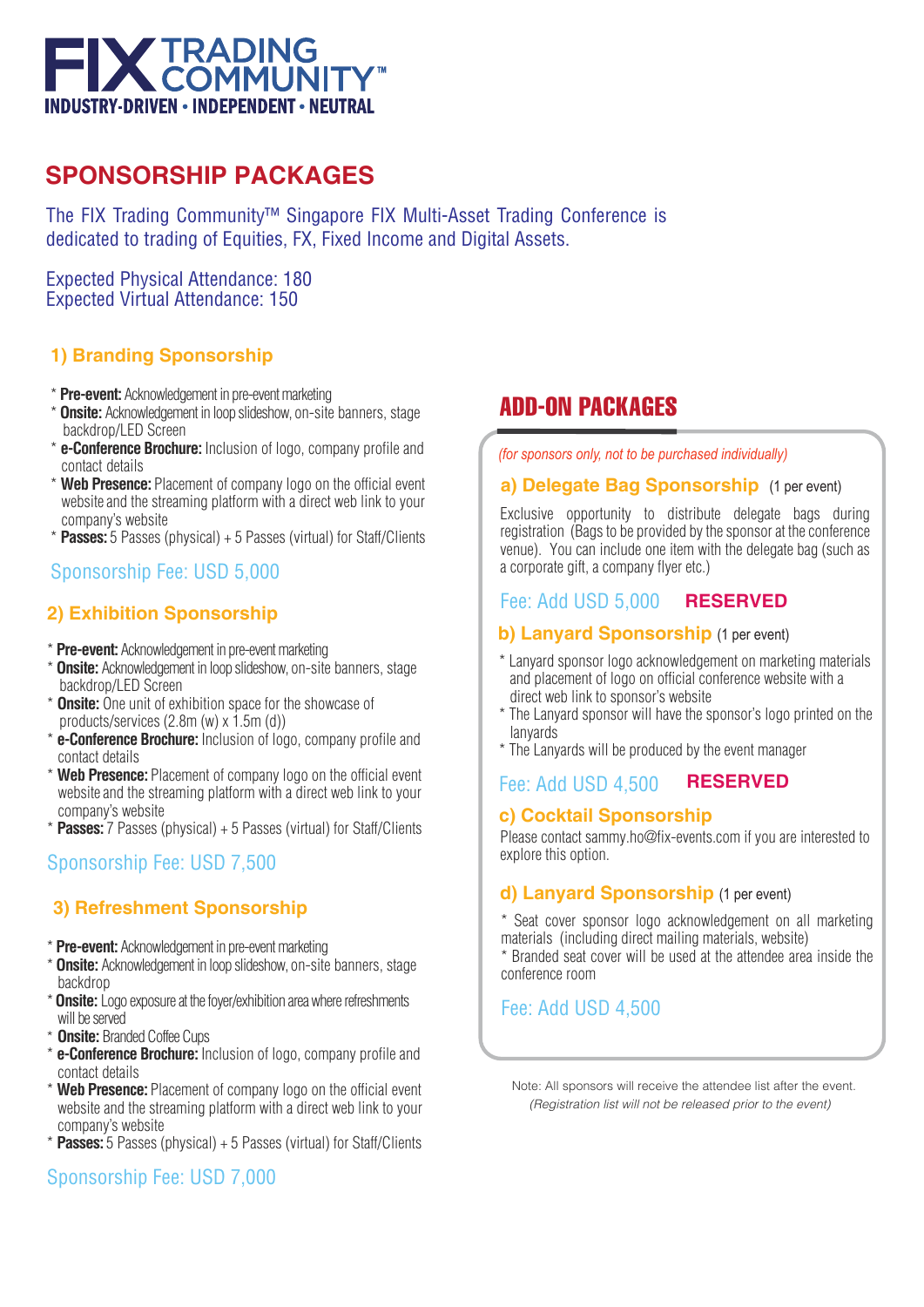FIX TRADING COMMUNITY™

INDUSTRY-DRIVEN • INDEPENDENT • NEUTRAL

# SPONSORSHIP PACKAGES

The FIX Trading Community™ Singapore FIX Multi-Asset Trading Conference is dedicated to trading of Equities, FX, Fixed Income and Digital Assets.

Expected Physical Attendance: 180
Expected Virtual Attendance: 150

## 1) Branding Sponsorship

* **Pre-event:** Acknowledgement in pre-event marketing
* **Onsite:** Acknowledgement in loop slideshow, on-site banners, stage backdrop/LED Screen
* **e-Conference Brochure:** Inclusion of logo, company profile and contact details
* **Web Presence:** Placement of company logo on the official event website and the streaming platform with a direct web link to your company's website
* **Passes:** 5 Passes (physical) + 5 Passes (virtual) for Staff/Clients

Sponsorship Fee: USD 5,000

## 2) Exhibition Sponsorship

* **Pre-event:** Acknowledgement in pre-event marketing
* **Onsite:** Acknowledgement in loop slideshow, on-site banners, stage backdrop/LED Screen
* **Onsite:** One unit of exhibition space for the showcase of products/services (2.8m (w) x 1.5m (d))
* **e-Conference Brochure:** Inclusion of logo, company profile and contact details
* **Web Presence:** Placement of company logo on the official event website and the streaming platform with a direct web link to your company's website
* **Passes:** 7 Passes (physical) + 5 Passes (virtual) for Staff/Clients

Sponsorship Fee: USD 7,500

## 3) Refreshment Sponsorship

* **Pre-event:** Acknowledgement in pre-event marketing
* **Onsite:** Acknowledgement in loop slideshow, on-site banners, stage backdrop
* **Onsite:** Logo exposure at the foyer/exhibition area where refreshments will be served
* **Onsite:** Branded Coffee Cups
* **e-Conference Brochure:** Inclusion of logo, company profile and contact details
* **Web Presence:** Placement of company logo on the official event website and the streaming platform with a direct web link to your company's website
* **Passes:** 5 Passes (physical) + 5 Passes (virtual) for Staff/Clients

Sponsorship Fee: USD 7,000

# ADD-ON PACKAGES

*(for sponsors only, not to be purchased individually)*

### a) Delegate Bag Sponsorship (1 per event)

Exclusive opportunity to distribute delegate bags during registration (Bags to be provided by the sponsor at the conference venue). You can include one item with the delegate bag (such as a corporate gift, a company flyer etc.)

Fee: Add USD 5,000 **RESERVED**

### b) Lanyard Sponsorship (1 per event)

* Lanyard sponsor logo acknowledgement on marketing materials and placement of logo on official conference website with a direct web link to sponsor's website
* The Lanyard sponsor will have the sponsor's logo printed on the lanyards
* The Lanyards will be produced by the event manager

Fee: Add USD 4,500 **RESERVED**

### c) Cocktail Sponsorship

Please contact sammy.ho@fix-events.com if you are interested to explore this option.

### d) Lanyard Sponsorship (1 per event)

* Seat cover sponsor logo acknowledgement on all marketing materials (including direct mailing materials, website)
* Branded seat cover will be used at the attendee area inside the conference room

Fee: Add USD 4,500

Note: All sponsors will receive the attendee list after the event.
*(Registration list will not be released prior to the event)*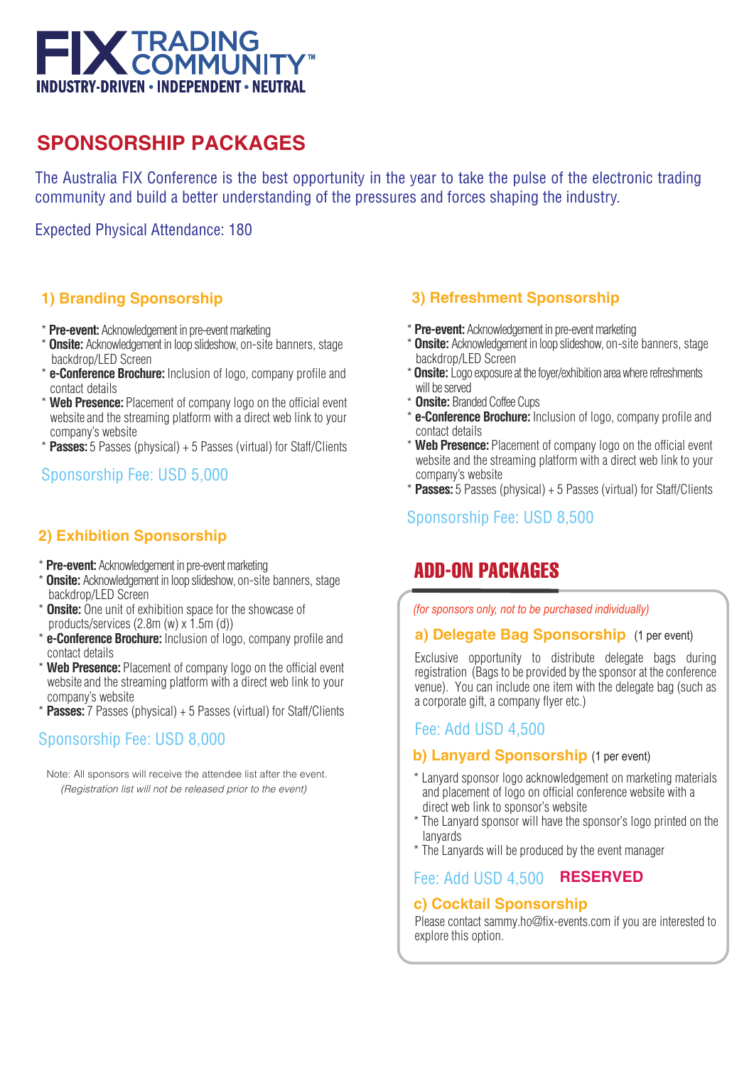FIX TRADING COMMUNITY™
INDUSTRY-DRIVEN • INDEPENDENT • NEUTRAL

## SPONSORSHIP PACKAGES

The Australia FIX Conference is the best opportunity in the year to take the pulse of the electronic trading community and build a better understanding of the pressures and forces shaping the industry.

Expected Physical Attendance: 180

### 1) Branding Sponsorship

* **Pre-event:** Acknowledgement in pre-event marketing
* **Onsite:** Acknowledgement in loop slideshow, on-site banners, stage backdrop/LED Screen
* **e-Conference Brochure:** Inclusion of logo, company profile and contact details
* **Web Presence:** Placement of company logo on the official event website and the streaming platform with a direct web link to your company's website
* **Passes:** 5 Passes (physical) + 5 Passes (virtual) for Staff/Clients

Sponsorship Fee: USD 5,000

### 2) Exhibition Sponsorship

* **Pre-event:** Acknowledgement in pre-event marketing
* **Onsite:** Acknowledgement in loop slideshow, on-site banners, stage backdrop/LED Screen
* **Onsite:** One unit of exhibition space for the showcase of products/services (2.8m (w) x 1.5m (d))
* **e-Conference Brochure:** Inclusion of logo, company profile and contact details
* **Web Presence:** Placement of company logo on the official event website and the streaming platform with a direct web link to your company's website
* **Passes:** 7 Passes (physical) + 5 Passes (virtual) for Staff/Clients

Sponsorship Fee: USD 8,000

Note: All sponsors will receive the attendee list after the event.
*(Registration list will not be released prior to the event)*

### 3) Refreshment Sponsorship

* **Pre-event:** Acknowledgement in pre-event marketing
* **Onsite:** Acknowledgement in loop slideshow, on-site banners, stage backdrop/LED Screen
* **Onsite:** Logo exposure at the foyer/exhibition area where refreshments will be served
* **Onsite:** Branded Coffee Cups
* **e-Conference Brochure:** Inclusion of logo, company profile and contact details
* **Web Presence:** Placement of company logo on the official event website and the streaming platform with a direct web link to your company's website
* **Passes:** 5 Passes (physical) + 5 Passes (virtual) for Staff/Clients

Sponsorship Fee: USD 8,500

## ADD-ON PACKAGES

*(for sponsors only, not to be purchased individually)*

### a) Delegate Bag Sponsorship (1 per event)

Exclusive opportunity to distribute delegate bags during registration (Bags to be provided by the sponsor at the conference venue). You can include one item with the delegate bag (such as a corporate gift, a company flyer etc.)

Fee: Add USD 4,500

### b) Lanyard Sponsorship (1 per event)

* Lanyard sponsor logo acknowledgement on marketing materials and placement of logo on official conference website with a direct web link to sponsor's website
* The Lanyard sponsor will have the sponsor's logo printed on the lanyards
* The Lanyards will be produced by the event manager

Fee: Add USD 4,500 **RESERVED**

### c) Cocktail Sponsorship

Please contact sammy.ho@fix-events.com if you are interested to explore this option.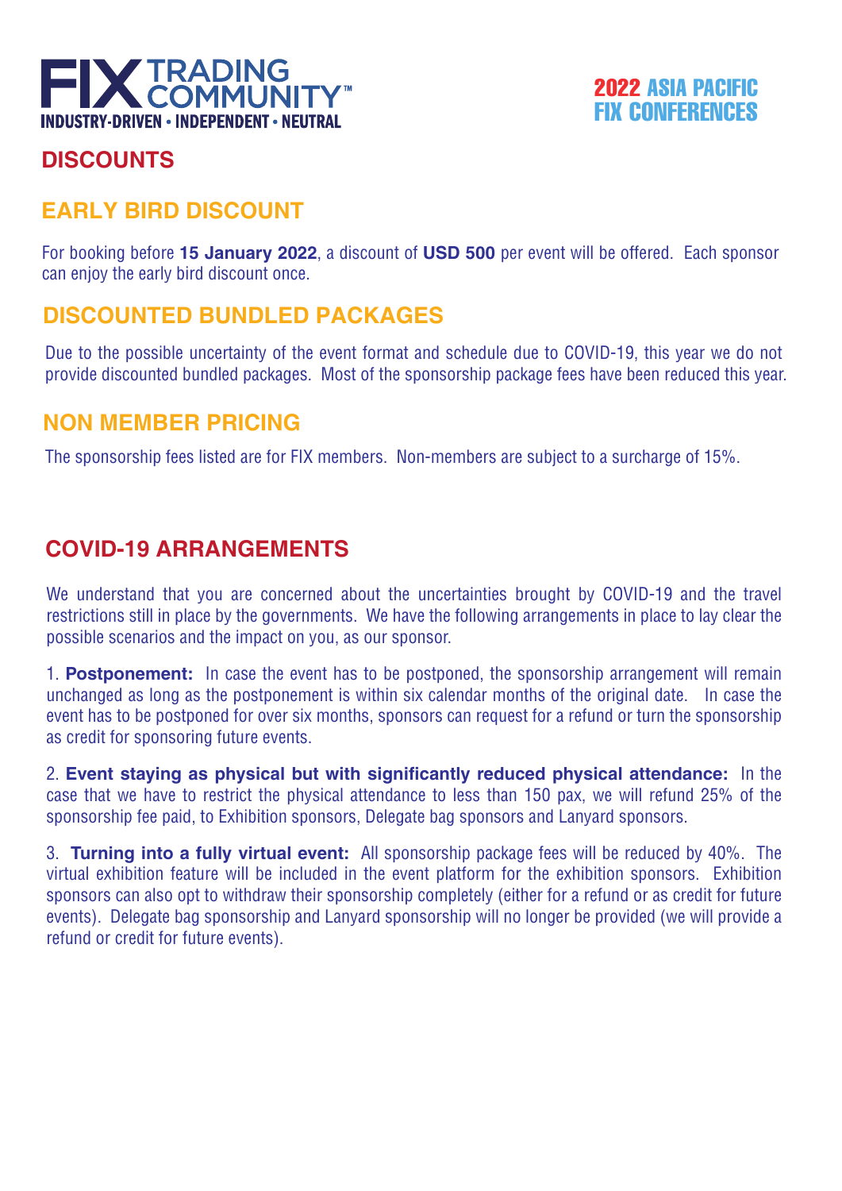## DISCOUNTS

### EARLY BIRD DISCOUNT

For booking before **15 January 2022**, a discount of **USD 500** per event will be offered. Each sponsor can enjoy the early bird discount once.

### DISCOUNTED BUNDLED PACKAGES

Due to the possible uncertainty of the event format and schedule due to COVID-19, this year we do not provide discounted bundled packages. Most of the sponsorship package fees have been reduced this year.

### NON MEMBER PRICING

The sponsorship fees listed are for FIX members. Non-members are subject to a surcharge of 15%.

## COVID-19 ARRANGEMENTS

We understand that you are concerned about the uncertainties brought by COVID-19 and the travel restrictions still in place by the governments. We have the following arrangements in place to lay clear the possible scenarios and the impact on you, as our sponsor.

1. **Postponement:** In case the event has to be postponed, the sponsorship arrangement will remain unchanged as long as the postponement is within six calendar months of the original date. In case the event has to be postponed for over six months, sponsors can request for a refund or turn the sponsorship as credit for sponsoring future events.

2. **Event staying as physical but with significantly reduced physical attendance:** In the case that we have to restrict the physical attendance to less than 150 pax, we will refund 25% of the sponsorship fee paid, to Exhibition sponsors, Delegate bag sponsors and Lanyard sponsors.

3. **Turning into a fully virtual event:** All sponsorship package fees will be reduced by 40%. The virtual exhibition feature will be included in the event platform for the exhibition sponsors. Exhibition sponsors can also opt to withdraw their sponsorship completely (either for a refund or as credit for future events). Delegate bag sponsorship and Lanyard sponsorship will no longer be provided (we will provide a refund or credit for future events).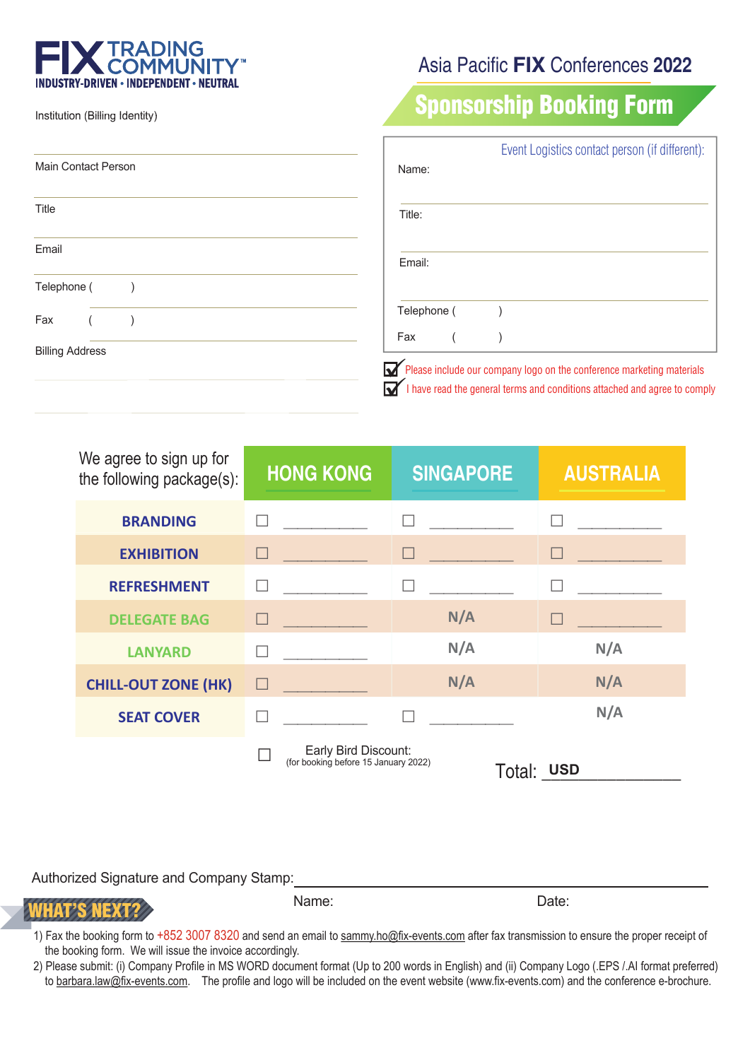FIX TRADING COMMUNITY™
INDUSTRY-DRIVEN • INDEPENDENT • NEUTRAL

# Asia Pacific FIX Conferences 2022

## Sponsorship Booking Form

Institution (Billing Identity)

Main Contact Person

Title

Email

Telephone (        )

Fax        (        )

Billing Address

**Event Logistics contact person (if different):**

Name:

Title:

Email:

Telephone (        )

Fax        (        )

☑ Please include our company logo on the conference marketing materials

☑ I have read the general terms and conditions attached and agree to comply

| We agree to sign up for the following package(s): | HONG KONG | SINGAPORE | AUSTRALIA |
|---|---|---|---|
| BRANDING | ☐ ________ | ☐ ________ | ☐ ________ |
| EXHIBITION | ☐ ________ | ☐ ________ | ☐ ________ |
| REFRESHMENT | ☐ ________ | ☐ ________ | ☐ ________ |
| DELEGATE BAG | ☐ ________ | N/A | ☐ ________ |
| LANYARD | ☐ ________ | N/A | N/A |
| CHILL-OUT ZONE (HK) | ☐ ________ | N/A | N/A |
| SEAT COVER | ☐ ________ | ☐ ________ | N/A |

☐ Early Bird Discount:
(for booking before 15 January 2022)

Total: USD ____________

Authorized Signature and Company Stamp: ______________________________

Name:                                        Date:

## WHAT'S NEXT?

1) Fax the booking form to +852 3007 8320 and send an email to sammy.ho@fix-events.com after fax transmission to ensure the proper receipt of the booking form. We will issue the invoice accordingly.
2) Please submit: (i) Company Profile in MS WORD document format (Up to 200 words in English) and (ii) Company Logo (.EPS /.AI format preferred) to barbara.law@fix-events.com. The profile and logo will be included on the event website (www.fix-events.com) and the conference e-brochure.